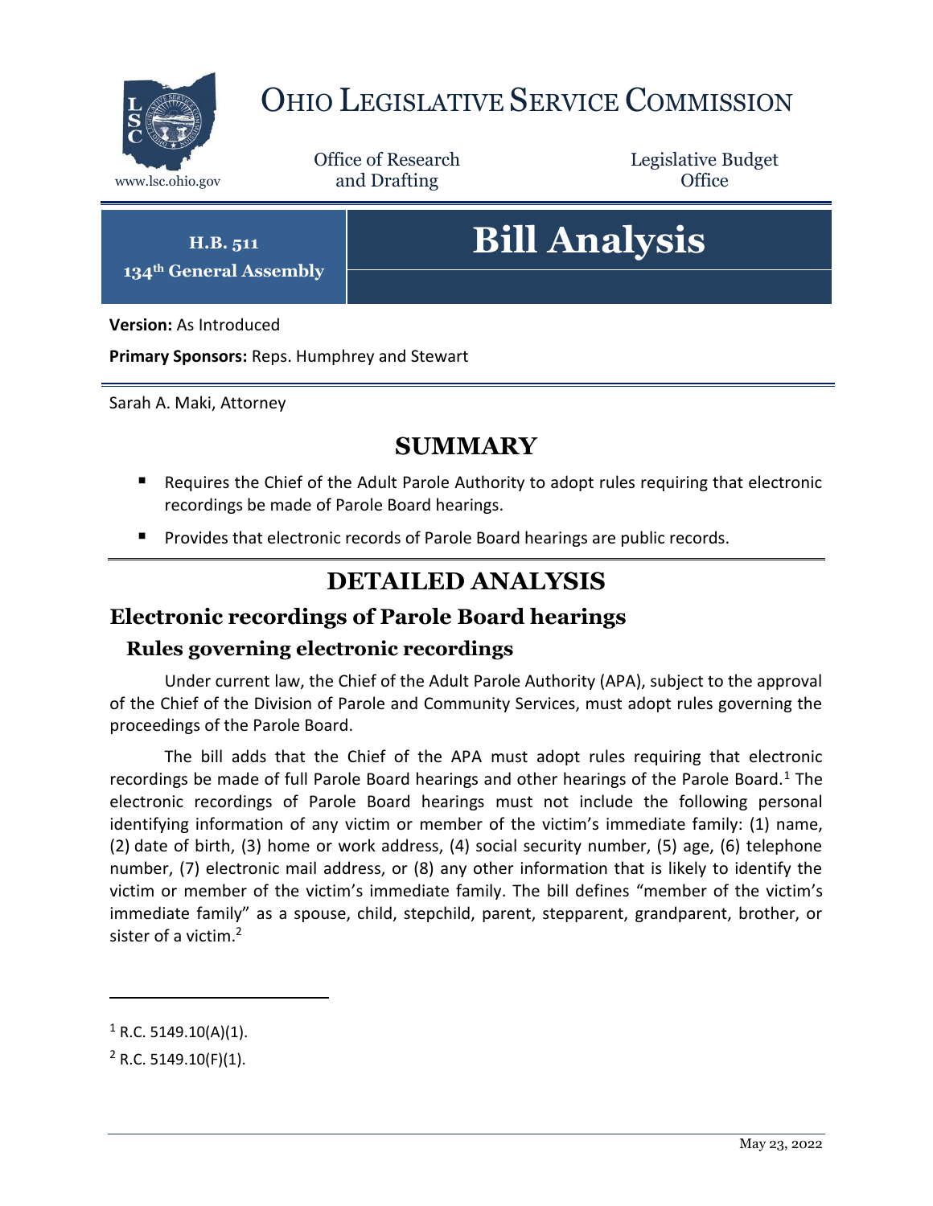# Ohio Legislative Service Commission

www.lsc.ohio.gov

Office of Research and Drafting

Legislative Budget Office

**H.B. 511**
**134th General Assembly**

# Bill Analysis

**Version:** As Introduced

**Primary Sponsors:** Reps. Humphrey and Stewart

Sarah A. Maki, Attorney

## SUMMARY

- Requires the Chief of the Adult Parole Authority to adopt rules requiring that electronic recordings be made of Parole Board hearings.
- Provides that electronic records of Parole Board hearings are public records.

## DETAILED ANALYSIS

## Electronic recordings of Parole Board hearings

### Rules governing electronic recordings

Under current law, the Chief of the Adult Parole Authority (APA), subject to the approval of the Chief of the Division of Parole and Community Services, must adopt rules governing the proceedings of the Parole Board.

The bill adds that the Chief of the APA must adopt rules requiring that electronic recordings be made of full Parole Board hearings and other hearings of the Parole Board.[1] The electronic recordings of Parole Board hearings must not include the following personal identifying information of any victim or member of the victim's immediate family: (1) name, (2) date of birth, (3) home or work address, (4) social security number, (5) age, (6) telephone number, (7) electronic mail address, or (8) any other information that is likely to identify the victim or member of the victim's immediate family. The bill defines "member of the victim's immediate family" as a spouse, child, stepchild, parent, stepparent, grandparent, brother, or sister of a victim.[2]

---

[1] R.C. 5149.10(A)(1).

[2] R.C. 5149.10(F)(1).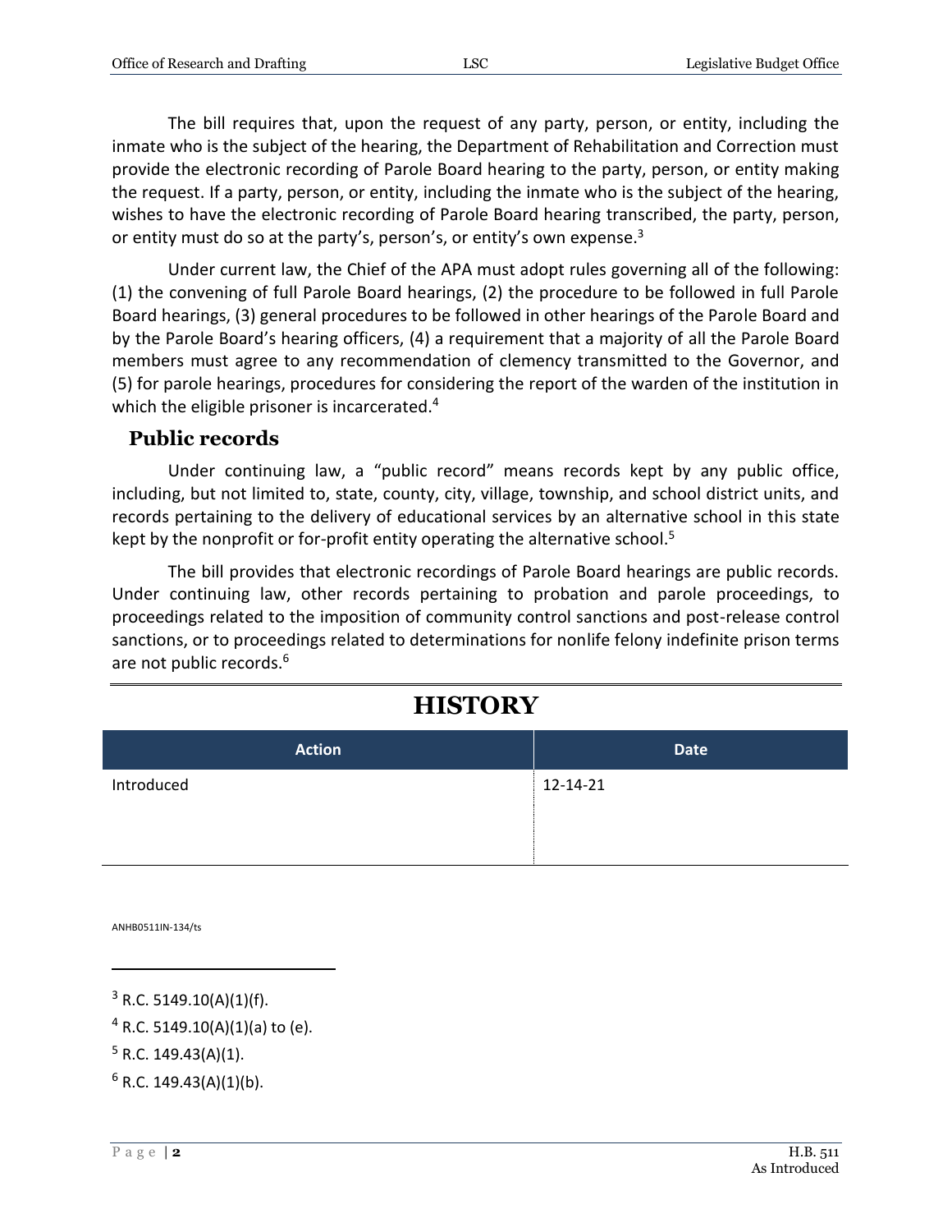The bill requires that, upon the request of any party, person, or entity, including the inmate who is the subject of the hearing, the Department of Rehabilitation and Correction must provide the electronic recording of Parole Board hearing to the party, person, or entity making the request. If a party, person, or entity, including the inmate who is the subject of the hearing, wishes to have the electronic recording of Parole Board hearing transcribed, the party, person, or entity must do so at the party's, person's, or entity's own expense.[3]

Under current law, the Chief of the APA must adopt rules governing all of the following: (1) the convening of full Parole Board hearings, (2) the procedure to be followed in full Parole Board hearings, (3) general procedures to be followed in other hearings of the Parole Board and by the Parole Board's hearing officers, (4) a requirement that a majority of all the Parole Board members must agree to any recommendation of clemency transmitted to the Governor, and (5) for parole hearings, procedures for considering the report of the warden of the institution in which the eligible prisoner is incarcerated.[4]

## Public records

Under continuing law, a "public record" means records kept by any public office, including, but not limited to, state, county, city, village, township, and school district units, and records pertaining to the delivery of educational services by an alternative school in this state kept by the nonprofit or for-profit entity operating the alternative school.[5]

The bill provides that electronic recordings of Parole Board hearings are public records. Under continuing law, other records pertaining to probation and parole proceedings, to proceedings related to the imposition of community control sanctions and post-release control sanctions, or to proceedings related to determinations for nonlife felony indefinite prison terms are not public records.[6]

# HISTORY

| Action | Date |
|---|---|
| Introduced | 12-14-21 |

ANHB0511IN-134/ts

---

[3] R.C. 5149.10(A)(1)(f).

[4] R.C. 5149.10(A)(1)(a) to (e).

[5] R.C. 149.43(A)(1).

[6] R.C. 149.43(A)(1)(b).